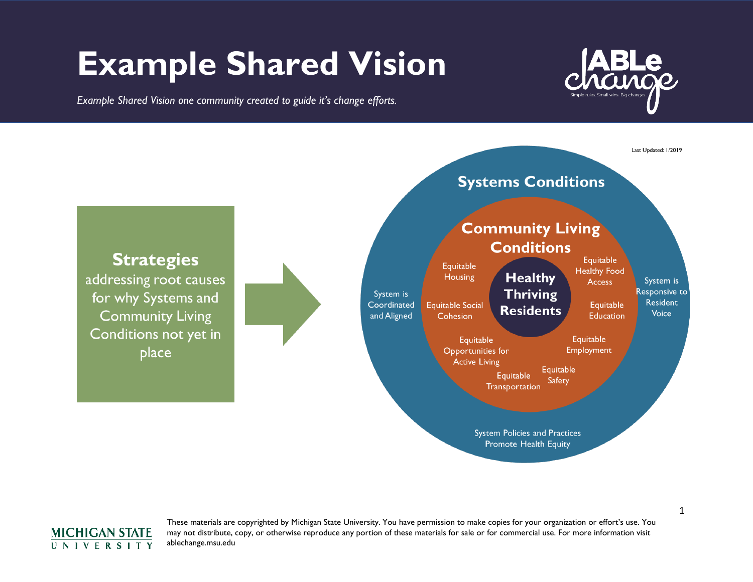# Example Shared Vision

*Example Shared Vision one community created to guide it's change efforts.*

ABLe change — Simple rules. Small wins. Big changes.

Last Updated: 1/2019

**Strategies** addressing root causes for why Systems and Community Living Conditions not yet in place

## Systems Conditions

- System is Coordinated and Aligned
- System is Responsive to Resident Voice
- System Policies and Practices Promote Health Equity

## Community Living Conditions

- Equitable Housing
- Equitable Healthy Food Access
- Equitable Social Cohesion
- Equitable Education
- Equitable Opportunities for Active Living
- Equitable Employment
- Equitable Transportation
- Equitable Safety

## Healthy Thriving Residents

MICHIGAN STATE UNIVERSITY

These materials are copyrighted by Michigan State University. You have permission to make copies for your organization or effort's use. You may not distribute, copy, or otherwise reproduce any portion of these materials for sale or for commercial use. For more information visit ablechange.msu.edu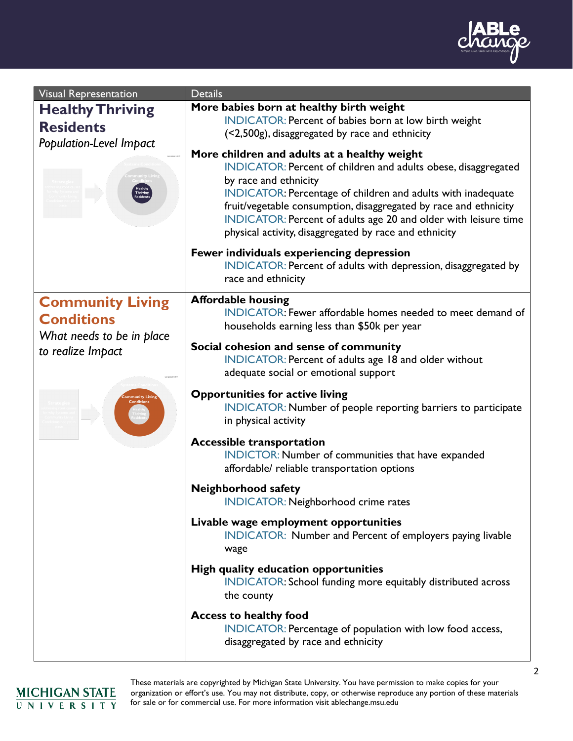| Visual Representation | Details |
|---|---|
| **Healthy Thriving Residents**<br>*Population-Level Impact* | **More babies born at healthy birth weight**<br>INDICATOR: Percent of babies born at low birth weight (<2,500g), disaggregated by race and ethnicity<br><br>**More children and adults at a healthy weight**<br>INDICATOR: Percent of children and adults obese, disaggregated by race and ethnicity<br>INDICATOR: Percentage of children and adults with inadequate fruit/vegetable consumption, disaggregated by race and ethnicity<br>INDICATOR: Percent of adults age 20 and older with leisure time physical activity, disaggregated by race and ethnicity<br><br>**Fewer individuals experiencing depression**<br>INDICATOR: Percent of adults with depression, disaggregated by race and ethnicity |
| **Community Living Conditions**<br>*What needs to be in place to realize Impact* | **Affordable housing**<br>INDICATOR: Fewer affordable homes needed to meet demand of households earning less than $50k per year<br><br>**Social cohesion and sense of community**<br>INDICATOR: Percent of adults age 18 and older without adequate social or emotional support<br><br>**Opportunities for active living**<br>INDICATOR: Number of people reporting barriers to participate in physical activity<br><br>**Accessible transportation**<br>INDICTOR: Number of communities that have expanded affordable/ reliable transportation options<br><br>**Neighborhood safety**<br>INDICATOR: Neighborhood crime rates<br><br>**Livable wage employment opportunities**<br>INDICATOR: Number and Percent of employers paying livable wage<br><br>**High quality education opportunities**<br>INDICATOR: School funding more equitably distributed across the county<br><br>**Access to healthy food**<br>INDICATOR: Percentage of population with low food access, disaggregated by race and ethnicity |

These materials are copyrighted by Michigan State University. You have permission to make copies for your organization or effort's use. You may not distribute, copy, or otherwise reproduce any portion of these materials for sale or for commercial use. For more information visit ablechange.msu.edu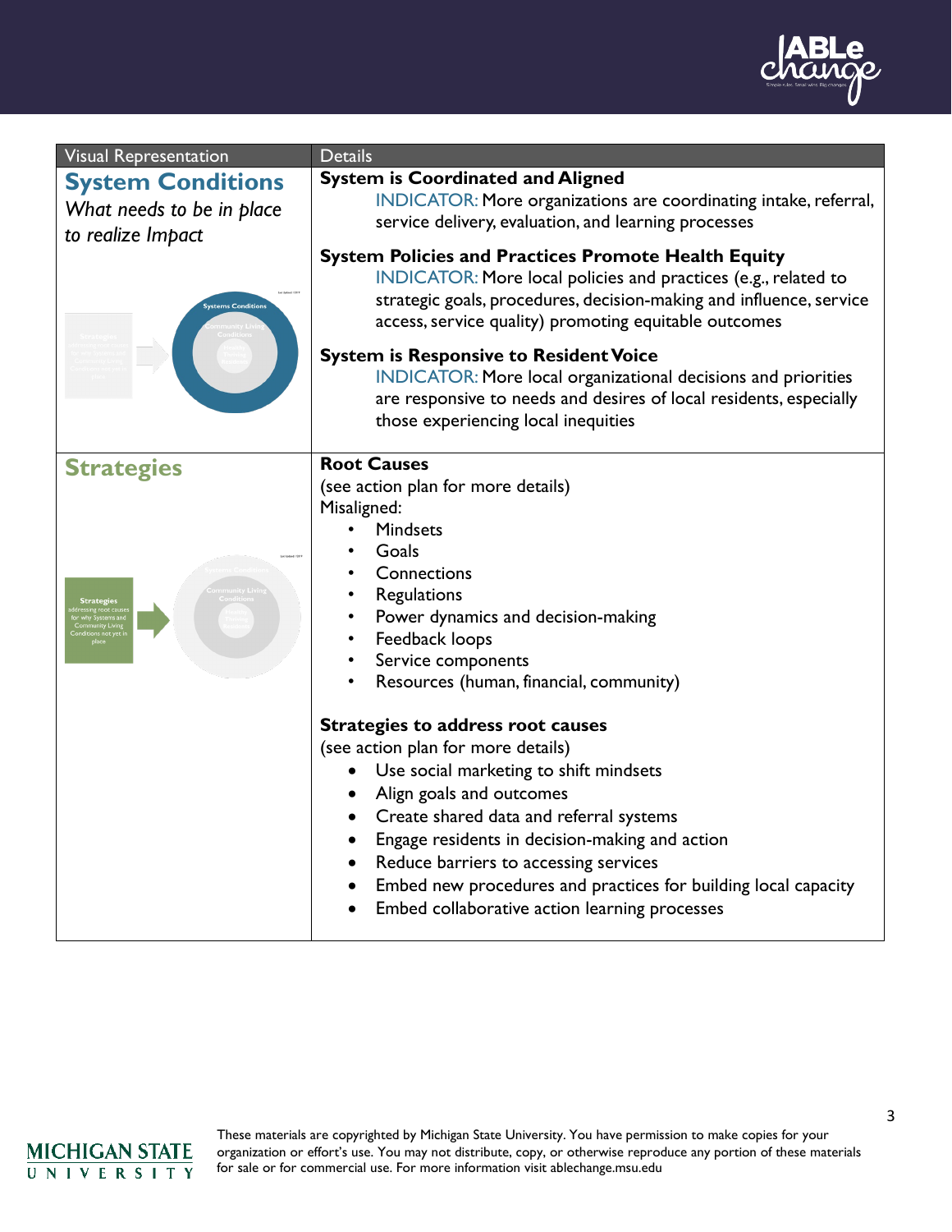| Visual Representation | Details |
| --- | --- |
| **System Conditions**<br>*What needs to be in place to realize Impact* | **System is Coordinated and Aligned**<br>INDICATOR: More organizations are coordinating intake, referral, service delivery, evaluation, and learning processes<br><br>**System Policies and Practices Promote Health Equity**<br>INDICATOR: More local policies and practices (e.g., related to strategic goals, procedures, decision-making and influence, service access, service quality) promoting equitable outcomes<br><br>**System is Responsive to Resident Voice**<br>INDICATOR: More local organizational decisions and priorities are responsive to needs and desires of local residents, especially those experiencing local inequities |
| **Strategies** | **Root Causes**<br>(see action plan for more details)<br>Misaligned:<br>• Mindsets<br>• Goals<br>• Connections<br>• Regulations<br>• Power dynamics and decision-making<br>• Feedback loops<br>• Service components<br>• Resources (human, financial, community)<br><br>**Strategies to address root causes**<br>(see action plan for more details)<br>• Use social marketing to shift mindsets<br>• Align goals and outcomes<br>• Create shared data and referral systems<br>• Engage residents in decision-making and action<br>• Reduce barriers to accessing services<br>• Embed new procedures and practices for building local capacity<br>• Embed collaborative action learning processes |

These materials are copyrighted by Michigan State University. You have permission to make copies for your organization or effort's use. You may not distribute, copy, or otherwise reproduce any portion of these materials for sale or for commercial use. For more information visit ablechange.msu.edu